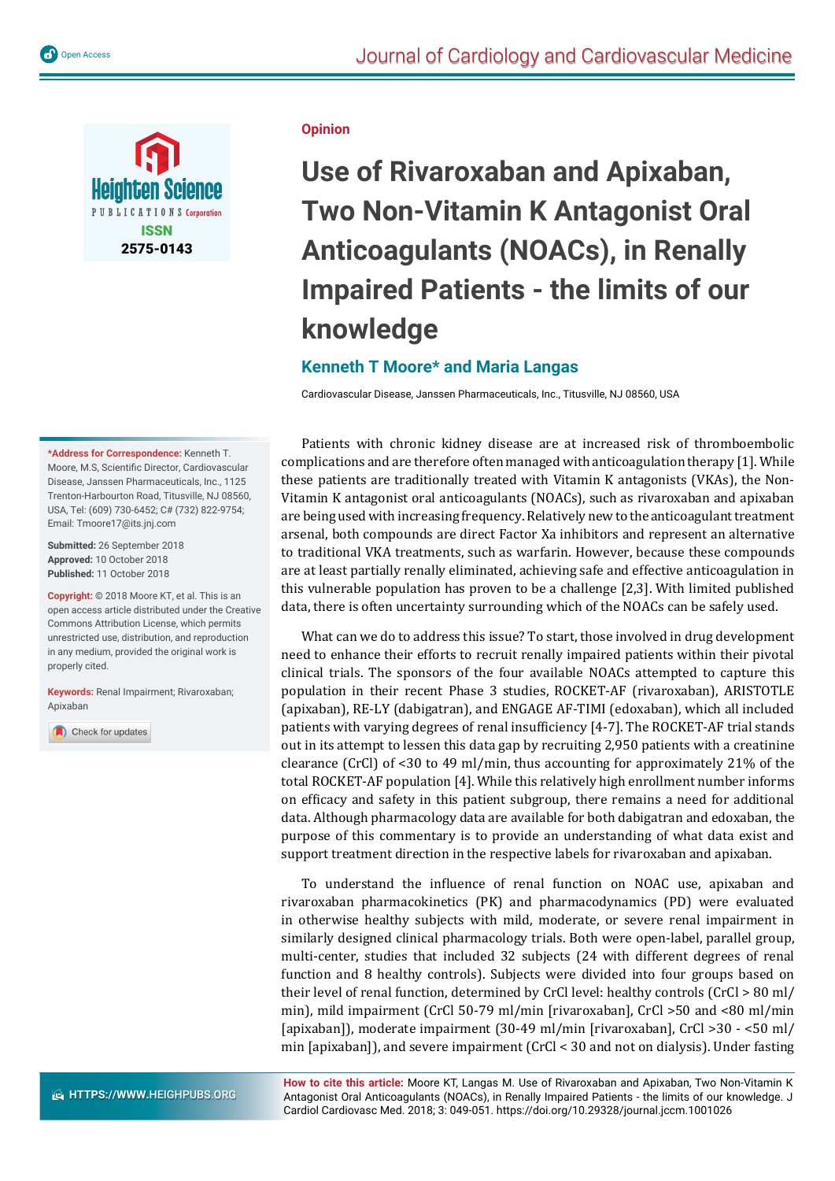Opinion

# Use of Rivaroxaban and Apixaban, Two Non-Vitamin K Antagonist Oral Anticoagulants (NOACs), in Renally Impaired Patients - the limits of our knowledge

**Kenneth T Moore* and Maria Langas**

Cardiovascular Disease, Janssen Pharmaceuticals, Inc., Titusville, NJ 08560, USA

**\*Address for Correspondence:** Kenneth T. Moore, M.S, Scientific Director, Cardiovascular Disease, Janssen Pharmaceuticals, Inc., 1125 Trenton-Harbourton Road, Titusville, NJ 08560, USA, Tel: (609) 730-6452; C# (732) 822-9754; Email: Tmoore17@its.jnj.com

**Submitted:** 26 September 2018
**Approved:** 10 October 2018
**Published:** 11 October 2018

**Copyright:** © 2018 Moore KT, et al. This is an open access article distributed under the Creative Commons Attribution License, which permits unrestricted use, distribution, and reproduction in any medium, provided the original work is properly cited.

**Keywords:** Renal Impairment; Rivaroxaban; Apixaban

**How to cite this article:** Moore KT, Langas M. Use of Rivaroxaban and Apixaban, Two Non-Vitamin K Antagonist Oral Anticoagulants (NOACs), in Renally Impaired Patients - the limits of our knowledge. J Cardiol Cardiovasc Med. 2018; 3: 049-051. https://doi.org/10.29328/journal.jccm.1001026

Patients with chronic kidney disease are at increased risk of thromboembolic complications and are therefore often managed with anticoagulation therapy [1]. While these patients are traditionally treated with Vitamin K antagonists (VKAs), the Non-Vitamin K antagonist oral anticoagulants (NOACs), such as rivaroxaban and apixaban are being used with increasing frequency. Relatively new to the anticoagulant treatment arsenal, both compounds are direct Factor Xa inhibitors and represent an alternative to traditional VKA treatments, such as warfarin. However, because these compounds are at least partially renally eliminated, achieving safe and effective anticoagulation in this vulnerable population has proven to be a challenge [2,3]. With limited published data, there is often uncertainty surrounding which of the NOACs can be safely used.

What can we do to address this issue? To start, those involved in drug development need to enhance their efforts to recruit renally impaired patients within their pivotal clinical trials. The sponsors of the four available NOACs attempted to capture this population in their recent Phase 3 studies, ROCKET-AF (rivaroxaban), ARISTOTLE (apixaban), RE-LY (dabigatran), and ENGAGE AF-TIMI (edoxaban), which all included patients with varying degrees of renal insufficiency [4-7]. The ROCKET-AF trial stands out in its attempt to lessen this data gap by recruiting 2,950 patients with a creatinine clearance (CrCl) of <30 to 49 ml/min, thus accounting for approximately 21% of the total ROCKET-AF population [4]. While this relatively high enrollment number informs on efficacy and safety in this patient subgroup, there remains a need for additional data. Although pharmacology data are available for both dabigatran and edoxaban, the purpose of this commentary is to provide an understanding of what data exist and support treatment direction in the respective labels for rivaroxaban and apixaban.

To understand the influence of renal function on NOAC use, apixaban and rivaroxaban pharmacokinetics (PK) and pharmacodynamics (PD) were evaluated in otherwise healthy subjects with mild, moderate, or severe renal impairment in similarly designed clinical pharmacology trials. Both were open-label, parallel group, multi-center, studies that included 32 subjects (24 with different degrees of renal function and 8 healthy controls). Subjects were divided into four groups based on their level of renal function, determined by CrCl level: healthy controls (CrCl > 80 ml/min), mild impairment (CrCl 50-79 ml/min [rivaroxaban], CrCl >50 and <80 ml/min [apixaban]), moderate impairment (30-49 ml/min [rivaroxaban], CrCl >30 - <50 ml/min [apixaban]), and severe impairment (CrCl < 30 and not on dialysis). Under fasting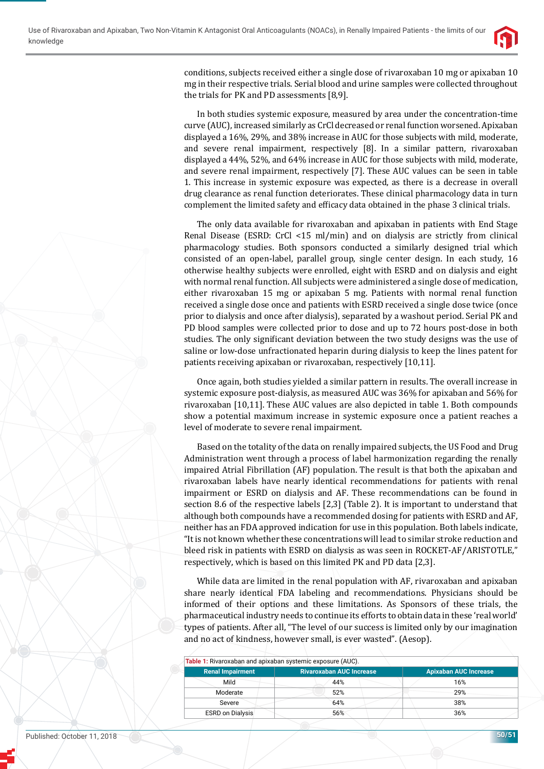conditions, subjects received either a single dose of rivaroxaban 10 mg or apixaban 10 mg in their respective trials. Serial blood and urine samples were collected throughout the trials for PK and PD assessments [8,9].

In both studies systemic exposure, measured by area under the concentration-time curve (AUC), increased similarly as CrCl decreased or renal function worsened. Apixaban displayed a 16%, 29%, and 38% increase in AUC for those subjects with mild, moderate, and severe renal impairment, respectively [8]. In a similar pattern, rivaroxaban displayed a 44%, 52%, and 64% increase in AUC for those subjects with mild, moderate, and severe renal impairment, respectively [7]. These AUC values can be seen in table 1. This increase in systemic exposure was expected, as there is a decrease in overall drug clearance as renal function deteriorates. These clinical pharmacology data in turn complement the limited safety and efficacy data obtained in the phase 3 clinical trials.

The only data available for rivaroxaban and apixaban in patients with End Stage Renal Disease (ESRD: CrCl <15 ml/min) and on dialysis are strictly from clinical pharmacology studies. Both sponsors conducted a similarly designed trial which consisted of an open-label, parallel group, single center design. In each study, 16 otherwise healthy subjects were enrolled, eight with ESRD and on dialysis and eight with normal renal function. All subjects were administered a single dose of medication, either rivaroxaban 15 mg or apixaban 5 mg. Patients with normal renal function received a single dose once and patients with ESRD received a single dose twice (once prior to dialysis and once after dialysis), separated by a washout period. Serial PK and PD blood samples were collected prior to dose and up to 72 hours post-dose in both studies. The only significant deviation between the two study designs was the use of saline or low-dose unfractionated heparin during dialysis to keep the lines patent for patients receiving apixaban or rivaroxaban, respectively [10,11].

Once again, both studies yielded a similar pattern in results. The overall increase in systemic exposure post-dialysis, as measured AUC was 36% for apixaban and 56% for rivaroxaban [10,11]. These AUC values are also depicted in table 1. Both compounds show a potential maximum increase in systemic exposure once a patient reaches a level of moderate to severe renal impairment.

Based on the totality of the data on renally impaired subjects, the US Food and Drug Administration went through a process of label harmonization regarding the renally impaired Atrial Fibrillation (AF) population. The result is that both the apixaban and rivaroxaban labels have nearly identical recommendations for patients with renal impairment or ESRD on dialysis and AF. These recommendations can be found in section 8.6 of the respective labels [2,3] (Table 2). It is important to understand that although both compounds have a recommended dosing for patients with ESRD and AF, neither has an FDA approved indication for use in this population. Both labels indicate, "It is not known whether these concentrations will lead to similar stroke reduction and bleed risk in patients with ESRD on dialysis as was seen in ROCKET-AF/ARISTOTLE," respectively, which is based on this limited PK and PD data [2,3].

While data are limited in the renal population with AF, rivaroxaban and apixaban share nearly identical FDA labeling and recommendations. Physicians should be informed of their options and these limitations. As Sponsors of these trials, the pharmaceutical industry needs to continue its efforts to obtain data in these 'real world' types of patients. After all, "The level of our success is limited only by our imagination and no act of kindness, however small, is ever wasted". (Aesop).

**Table 1:** Rivaroxaban and apixaban systemic exposure (AUC).

| Renal Impairment | Rivaroxaban AUC Increase | Apixaban AUC Increase |
|---|---|---|
| Mild | 44% | 16% |
| Moderate | 52% | 29% |
| Severe | 64% | 38% |
| ESRD on Dialysis | 56% | 36% |

Published: October 11, 2018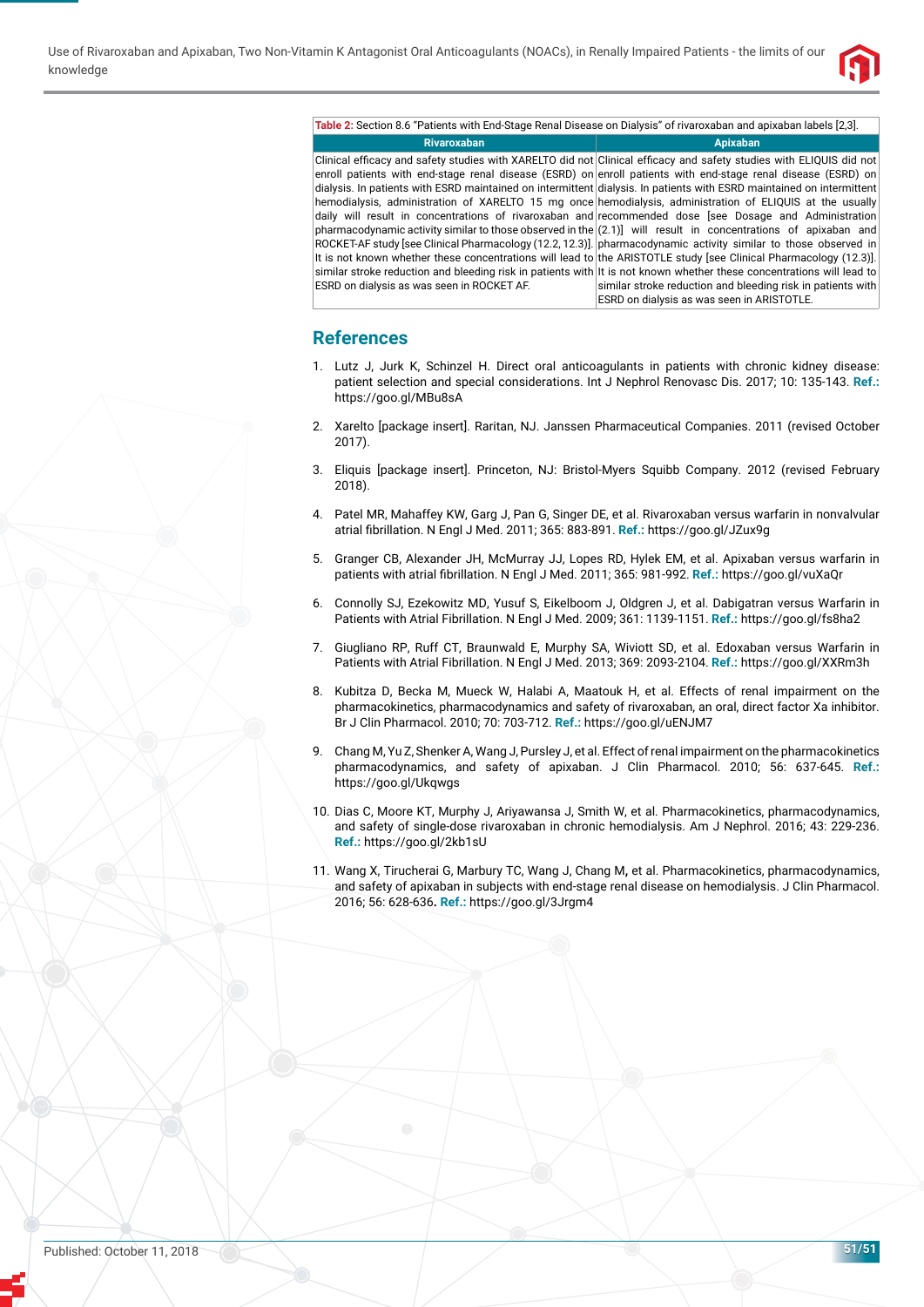Table 2: Section 8.6 "Patients with End-Stage Renal Disease on Dialysis" of rivaroxaban and apixaban labels [2,3].

| Rivaroxaban | Apixaban |
| --- | --- |
| Clinical efficacy and safety studies with XARELTO did not enroll patients with end-stage renal disease (ESRD) on dialysis. In patients with ESRD maintained on intermittent hemodialysis, administration of XARELTO 15 mg once daily will result in concentrations of rivaroxaban and pharmacodynamic activity similar to those observed in the ROCKET-AF study [see Clinical Pharmacology (12.2, 12.3)]. It is not known whether these concentrations will lead to similar stroke reduction and bleeding risk in patients with ESRD on dialysis as was seen in ROCKET AF. | Clinical efficacy and safety studies with ELIQUIS did not enroll patients with end-stage renal disease (ESRD) on dialysis. In patients with ESRD maintained on intermittent hemodialysis, administration of ELIQUIS at the usually recommended dose [see Dosage and Administration (2.1)] will result in concentrations of apixaban and pharmacodynamic activity similar to those observed in the ARISTOTLE study [see Clinical Pharmacology (12.3)]. It is not known whether these concentrations will lead to similar stroke reduction and bleeding risk in patients with ESRD on dialysis as was seen in ARISTOTLE. |

## References

1. Lutz J, Jurk K, Schinzel H. Direct oral anticoagulants in patients with chronic kidney disease: patient selection and special considerations. Int J Nephrol Renovasc Dis. 2017; 10: 135-143. **Ref.:** https://goo.gl/MBu8sA
2. Xarelto [package insert]. Raritan, NJ. Janssen Pharmaceutical Companies. 2011 (revised October 2017).
3. Eliquis [package insert]. Princeton, NJ: Bristol-Myers Squibb Company. 2012 (revised February 2018).
4. Patel MR, Mahaffey KW, Garg J, Pan G, Singer DE, et al. Rivaroxaban versus warfarin in nonvalvular atrial fibrillation. N Engl J Med. 2011; 365: 883-891. **Ref.:** https://goo.gl/JZux9g
5. Granger CB, Alexander JH, McMurray JJ, Lopes RD, Hylek EM, et al. Apixaban versus warfarin in patients with atrial fibrillation. N Engl J Med. 2011; 365: 981-992. **Ref.:** https://goo.gl/vuXaQr
6. Connolly SJ, Ezekowitz MD, Yusuf S, Eikelboom J, Oldgren J, et al. Dabigatran versus Warfarin in Patients with Atrial Fibrillation. N Engl J Med. 2009; 361: 1139-1151. **Ref.:** https://goo.gl/fs8ha2
7. Giugliano RP, Ruff CT, Braunwald E, Murphy SA, Wiviott SD, et al. Edoxaban versus Warfarin in Patients with Atrial Fibrillation. N Engl J Med. 2013; 369: 2093-2104. **Ref.:** https://goo.gl/XXRm3h
8. Kubitza D, Becka M, Mueck W, Halabi A, Maatouk H, et al. Effects of renal impairment on the pharmacokinetics, pharmacodynamics and safety of rivaroxaban, an oral, direct factor Xa inhibitor. Br J Clin Pharmacol. 2010; 70: 703-712. **Ref.:** https://goo.gl/uENJM7
9. Chang M, Yu Z, Shenker A, Wang J, Pursley J, et al. Effect of renal impairment on the pharmacokinetics pharmacodynamics, and safety of apixaban. J Clin Pharmacol. 2010; 56: 637-645. **Ref.:** https://goo.gl/Ukqwgs
10. Dias C, Moore KT, Murphy J, Ariyawansa J, Smith W, et al. Pharmacokinetics, pharmacodynamics, and safety of single-dose rivaroxaban in chronic hemodialysis. Am J Nephrol. 2016; 43: 229-236. **Ref.:** https://goo.gl/2kb1sU
11. Wang X, Tirucherai G, Marbury TC, Wang J, Chang M, et al. Pharmacokinetics, pharmacodynamics, and safety of apixaban in subjects with end-stage renal disease on hemodialysis. J Clin Pharmacol. 2016; 56: 628-636. **Ref.:** https://goo.gl/3Jrgm4

Published: October 11, 2018